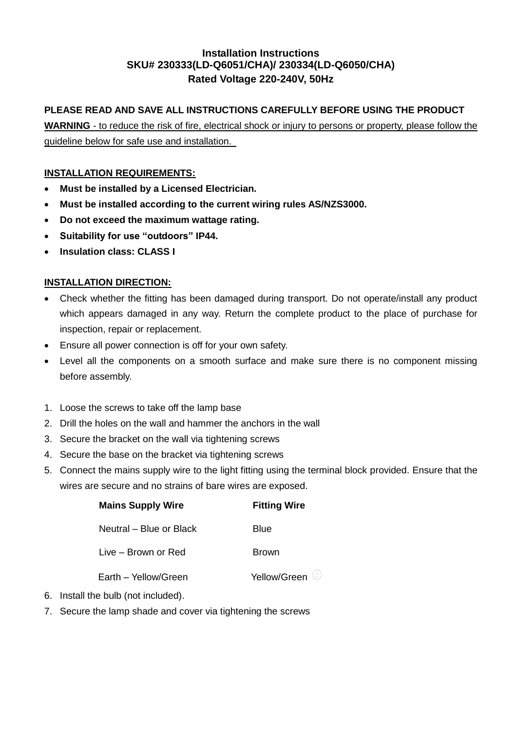# Installation Instructions
## SKU# 230333(LD-Q6051/CHA)/ 230334(LD-Q6050/CHA)
## Rated Voltage 220-240V, 50Hz

**PLEASE READ AND SAVE ALL INSTRUCTIONS CAREFULLY BEFORE USING THE PRODUCT**

**WARNING** - to reduce the risk of fire, electrical shock or injury to persons or property, please follow the guideline below for safe use and installation.

**INSTALLATION REQUIREMENTS:**

- **Must be installed by a Licensed Electrician.**
- **Must be installed according to the current wiring rules AS/NZS3000.**
- **Do not exceed the maximum wattage rating.**
- **Suitability for use "outdoors" IP44.**
- **Insulation class: CLASS I**

**INSTALLATION DIRECTION:**

- Check whether the fitting has been damaged during transport. Do not operate/install any product which appears damaged in any way. Return the complete product to the place of purchase for inspection, repair or replacement.
- Ensure all power connection is off for your own safety.
- Level all the components on a smooth surface and make sure there is no component missing before assembly.

1. Loose the screws to take off the lamp base
2. Drill the holes on the wall and hammer the anchors in the wall
3. Secure the bracket on the wall via tightening screws
4. Secure the base on the bracket via tightening screws
5. Connect the mains supply wire to the light fitting using the terminal block provided. Ensure that the wires are secure and no strains of bare wires are exposed.

| Mains Supply Wire | Fitting Wire |
| --- | --- |
| Neutral – Blue or Black | Blue |
| Live – Brown or Red | Brown |
| Earth – Yellow/Green | Yellow/Green ⏚ |

6. Install the bulb (not included).
7. Secure the lamp shade and cover via tightening the screws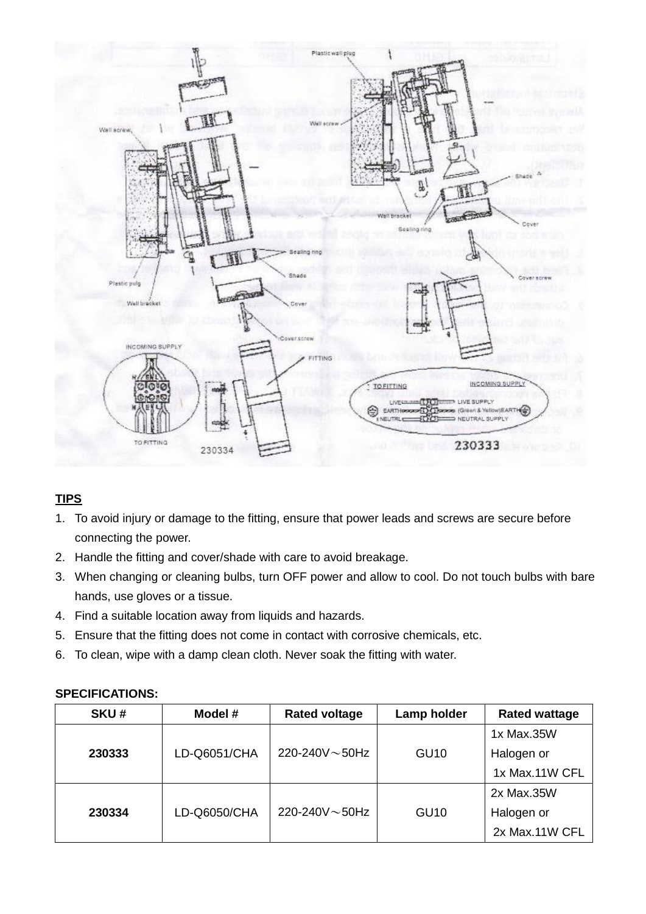**TIPS**

1. To avoid injury or damage to the fitting, ensure that power leads and screws are secure before connecting the power.
2. Handle the fitting and cover/shade with care to avoid breakage.
3. When changing or cleaning bulbs, turn OFF power and allow to cool. Do not touch bulbs with bare hands, use gloves or a tissue.
4. Find a suitable location away from liquids and hazards.
5. Ensure that the fitting does not come in contact with corrosive chemicals, etc.
6. To clean, wipe with a damp clean cloth. Never soak the fitting with water.

**SPECIFICATIONS:**

| SKU # | Model # | Rated voltage | Lamp holder | Rated wattage |
|---|---|---|---|---|
| **230333** | LD-Q6051/CHA | 220-240V～50Hz | GU10 | 1x Max.35W Halogen or 1x Max.11W CFL |
| **230334** | LD-Q6050/CHA | 220-240V～50Hz | GU10 | 2x Max.35W Halogen or 2x Max.11W CFL |